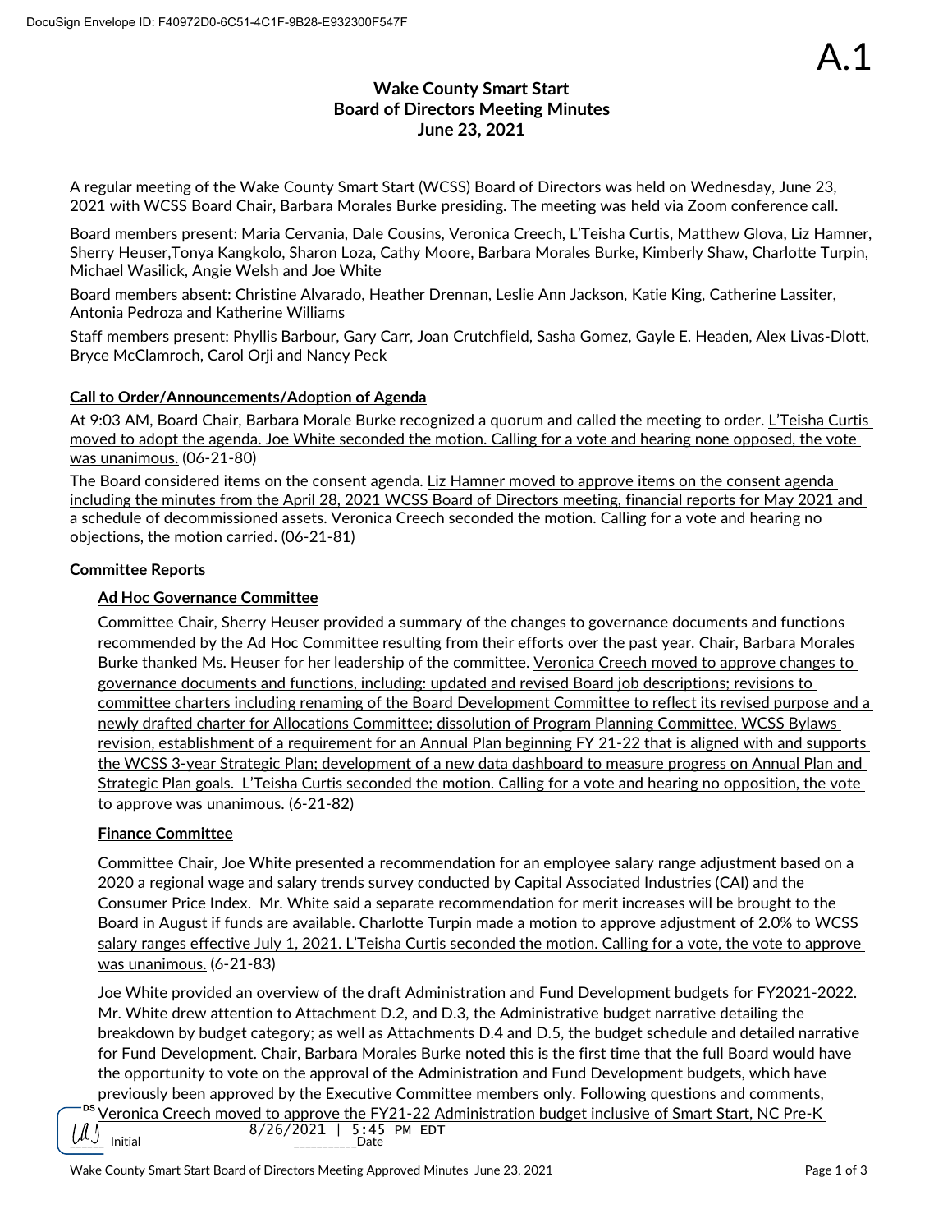A.1

# Wake County Smart Start
## Board of Directors Meeting Minutes
## June 23, 2021

A regular meeting of the Wake County Smart Start (WCSS) Board of Directors was held on Wednesday, June 23, 2021 with WCSS Board Chair, Barbara Morales Burke presiding. The meeting was held via Zoom conference call.

Board members present: Maria Cervania, Dale Cousins, Veronica Creech, L'Teisha Curtis, Matthew Glova, Liz Hamner, Sherry Heuser,Tonya Kangkolo, Sharon Loza, Cathy Moore, Barbara Morales Burke, Kimberly Shaw, Charlotte Turpin, Michael Wasilick, Angie Welsh and Joe White

Board members absent: Christine Alvarado, Heather Drennan, Leslie Ann Jackson, Katie King, Catherine Lassiter, Antonia Pedroza and Katherine Williams

Staff members present: Phyllis Barbour, Gary Carr, Joan Crutchfield, Sasha Gomez, Gayle E. Headen, Alex Livas-Dlott, Bryce McClamroch, Carol Orji and Nancy Peck

**Call to Order/Announcements/Adoption of Agenda**

At 9:03 AM, Board Chair, Barbara Morale Burke recognized a quorum and called the meeting to order. L'Teisha Curtis moved to adopt the agenda. Joe White seconded the motion. Calling for a vote and hearing none opposed, the vote was unanimous. (06-21-80)

The Board considered items on the consent agenda. Liz Hamner moved to approve items on the consent agenda including the minutes from the April 28, 2021 WCSS Board of Directors meeting, financial reports for May 2021 and a schedule of decommissioned assets. Veronica Creech seconded the motion. Calling for a vote and hearing no objections, the motion carried. (06-21-81)

**Committee Reports**

**Ad Hoc Governance Committee**

Committee Chair, Sherry Heuser provided a summary of the changes to governance documents and functions recommended by the Ad Hoc Committee resulting from their efforts over the past year. Chair, Barbara Morales Burke thanked Ms. Heuser for her leadership of the committee. Veronica Creech moved to approve changes to governance documents and functions, including: updated and revised Board job descriptions; revisions to committee charters including renaming of the Board Development Committee to reflect its revised purpose and a newly drafted charter for Allocations Committee; dissolution of Program Planning Committee, WCSS Bylaws revision, establishment of a requirement for an Annual Plan beginning FY 21-22 that is aligned with and supports the WCSS 3-year Strategic Plan; development of a new data dashboard to measure progress on Annual Plan and Strategic Plan goals. L'Teisha Curtis seconded the motion. Calling for a vote and hearing no opposition, the vote to approve was unanimous. (6-21-82)

**Finance Committee**

Committee Chair, Joe White presented a recommendation for an employee salary range adjustment based on a 2020 a regional wage and salary trends survey conducted by Capital Associated Industries (CAI) and the Consumer Price Index. Mr. White said a separate recommendation for merit increases will be brought to the Board in August if funds are available. Charlotte Turpin made a motion to approve adjustment of 2.0% to WCSS salary ranges effective July 1, 2021. L'Teisha Curtis seconded the motion. Calling for a vote, the vote to approve was unanimous. (6-21-83)

Joe White provided an overview of the draft Administration and Fund Development budgets for FY2021-2022. Mr. White drew attention to Attachment D.2, and D.3, the Administrative budget narrative detailing the breakdown by budget category; as well as Attachments D.4 and D.5, the budget schedule and detailed narrative for Fund Development. Chair, Barbara Morales Burke noted this is the first time that the full Board would have the opportunity to vote on the approval of the Administration and Fund Development budgets, which have previously been approved by the Executive Committee members only. Following questions and comments, Veronica Creech moved to approve the FY21-22 Administration budget inclusive of Smart Start, NC Pre-K

Initial 8/26/2021 | 5:45 PM EDT Date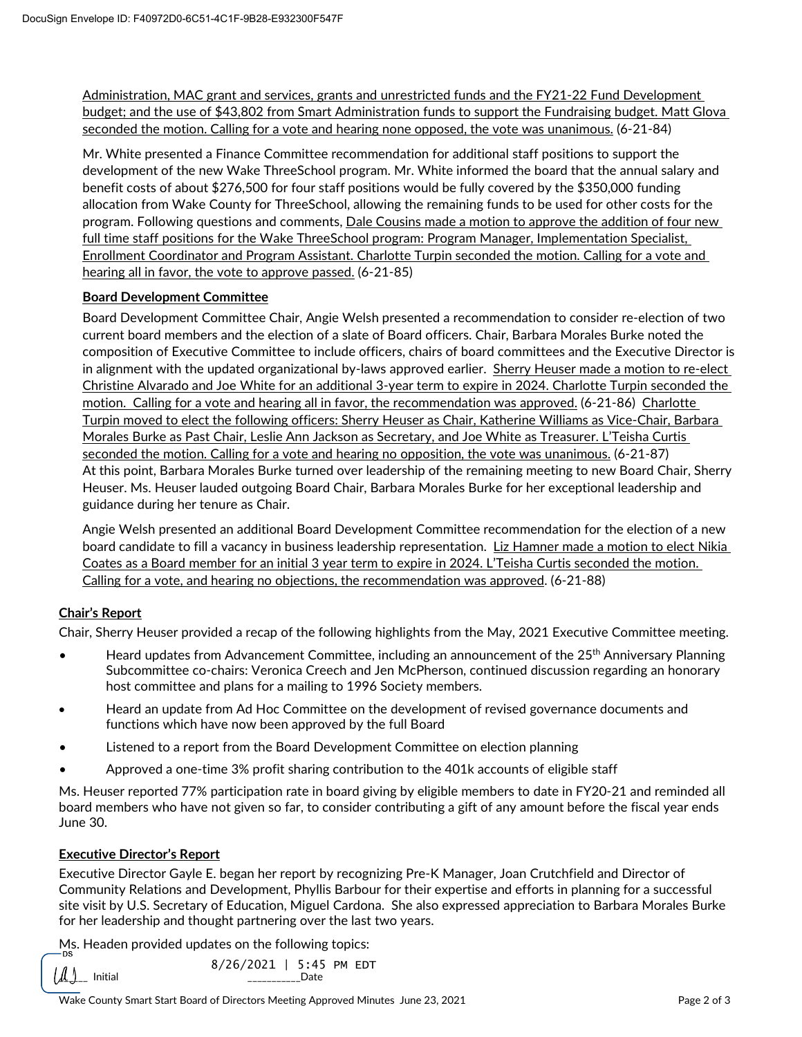Administration, MAC grant and services, grants and unrestricted funds and the FY21-22 Fund Development budget; and the use of $43,802 from Smart Administration funds to support the Fundraising budget. Matt Glova seconded the motion. Calling for a vote and hearing none opposed, the vote was unanimous. (6-21-84)

Mr. White presented a Finance Committee recommendation for additional staff positions to support the development of the new Wake ThreeSchool program. Mr. White informed the board that the annual salary and benefit costs of about $276,500 for four staff positions would be fully covered by the $350,000 funding allocation from Wake County for ThreeSchool, allowing the remaining funds to be used for other costs for the program. Following questions and comments, Dale Cousins made a motion to approve the addition of four new full time staff positions for the Wake ThreeSchool program: Program Manager, Implementation Specialist, Enrollment Coordinator and Program Assistant. Charlotte Turpin seconded the motion. Calling for a vote and hearing all in favor, the vote to approve passed. (6-21-85)

**Board Development Committee**

Board Development Committee Chair, Angie Welsh presented a recommendation to consider re-election of two current board members and the election of a slate of Board officers. Chair, Barbara Morales Burke noted the composition of Executive Committee to include officers, chairs of board committees and the Executive Director is in alignment with the updated organizational by-laws approved earlier. Sherry Heuser made a motion to re-elect Christine Alvarado and Joe White for an additional 3-year term to expire in 2024. Charlotte Turpin seconded the motion. Calling for a vote and hearing all in favor, the recommendation was approved. (6-21-86) Charlotte Turpin moved to elect the following officers: Sherry Heuser as Chair, Katherine Williams as Vice-Chair, Barbara Morales Burke as Past Chair, Leslie Ann Jackson as Secretary, and Joe White as Treasurer. L'Teisha Curtis seconded the motion. Calling for a vote and hearing no opposition, the vote was unanimous. (6-21-87) At this point, Barbara Morales Burke turned over leadership of the remaining meeting to new Board Chair, Sherry Heuser. Ms. Heuser lauded outgoing Board Chair, Barbara Morales Burke for her exceptional leadership and guidance during her tenure as Chair.

Angie Welsh presented an additional Board Development Committee recommendation for the election of a new board candidate to fill a vacancy in business leadership representation. Liz Hamner made a motion to elect Nikia Coates as a Board member for an initial 3 year term to expire in 2024. L'Teisha Curtis seconded the motion. Calling for a vote, and hearing no objections, the recommendation was approved. (6-21-88)

**Chair's Report**

Chair, Sherry Heuser provided a recap of the following highlights from the May, 2021 Executive Committee meeting.

- Heard updates from Advancement Committee, including an announcement of the 25th Anniversary Planning Subcommittee co-chairs: Veronica Creech and Jen McPherson, continued discussion regarding an honorary host committee and plans for a mailing to 1996 Society members.
- Heard an update from Ad Hoc Committee on the development of revised governance documents and functions which have now been approved by the full Board
- Listened to a report from the Board Development Committee on election planning
- Approved a one-time 3% profit sharing contribution to the 401k accounts of eligible staff

Ms. Heuser reported 77% participation rate in board giving by eligible members to date in FY20-21 and reminded all board members who have not given so far, to consider contributing a gift of any amount before the fiscal year ends June 30.

**Executive Director's Report**

Executive Director Gayle E. began her report by recognizing Pre-K Manager, Joan Crutchfield and Director of Community Relations and Development, Phyllis Barbour for their expertise and efforts in planning for a successful site visit by U.S. Secretary of Education, Miguel Cardona. She also expressed appreciation to Barbara Morales Burke for her leadership and thought partnering over the last two years.

Ms. Headen provided updates on the following topics:

DS ____ Initial 8/26/2021 | 5:45 PM EDT ____ Date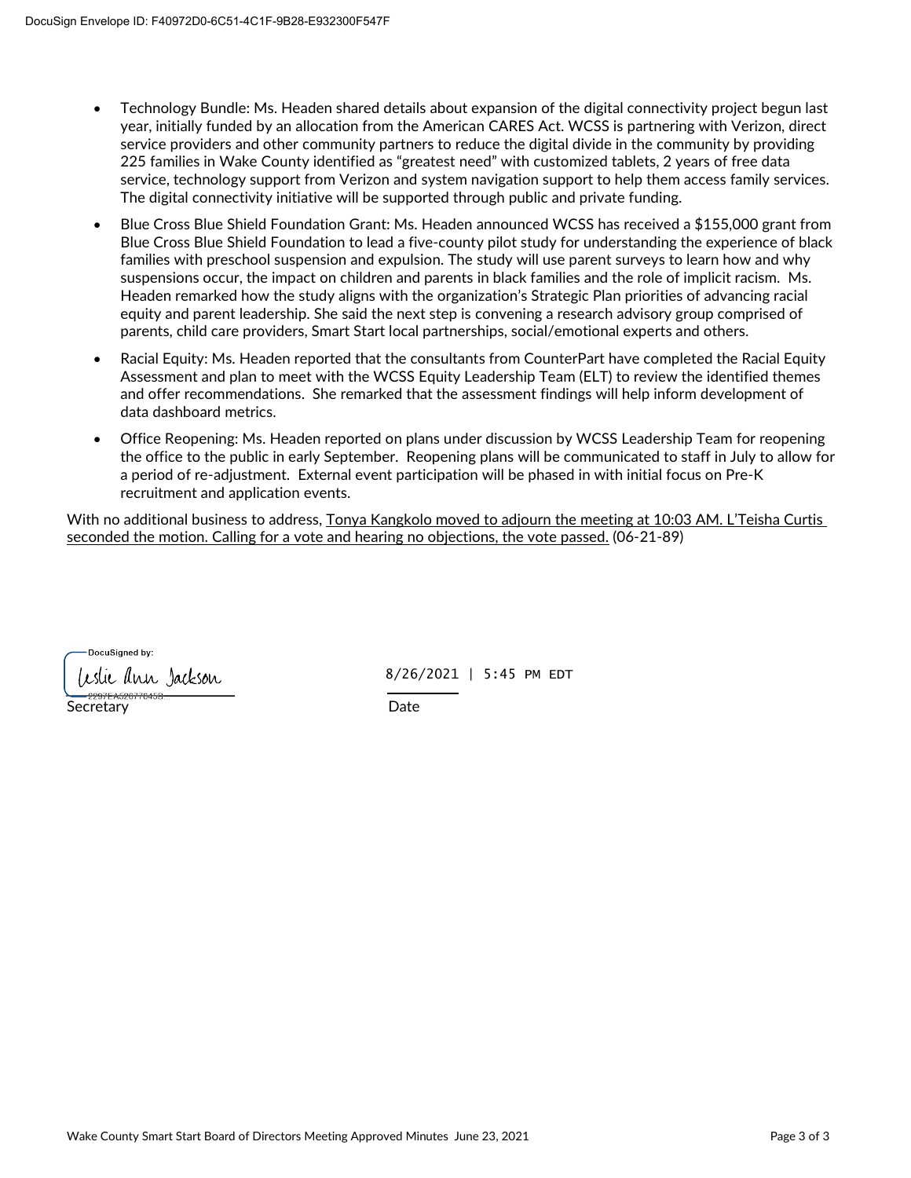- Technology Bundle: Ms. Headen shared details about expansion of the digital connectivity project begun last year, initially funded by an allocation from the American CARES Act. WCSS is partnering with Verizon, direct service providers and other community partners to reduce the digital divide in the community by providing 225 families in Wake County identified as "greatest need" with customized tablets, 2 years of free data service, technology support from Verizon and system navigation support to help them access family services. The digital connectivity initiative will be supported through public and private funding.
- Blue Cross Blue Shield Foundation Grant: Ms. Headen announced WCSS has received a $155,000 grant from Blue Cross Blue Shield Foundation to lead a five-county pilot study for understanding the experience of black families with preschool suspension and expulsion. The study will use parent surveys to learn how and why suspensions occur, the impact on children and parents in black families and the role of implicit racism. Ms. Headen remarked how the study aligns with the organization's Strategic Plan priorities of advancing racial equity and parent leadership. She said the next step is convening a research advisory group comprised of parents, child care providers, Smart Start local partnerships, social/emotional experts and others.
- Racial Equity: Ms. Headen reported that the consultants from CounterPart have completed the Racial Equity Assessment and plan to meet with the WCSS Equity Leadership Team (ELT) to review the identified themes and offer recommendations. She remarked that the assessment findings will help inform development of data dashboard metrics.
- Office Reopening: Ms. Headen reported on plans under discussion by WCSS Leadership Team for reopening the office to the public in early September. Reopening plans will be communicated to staff in July to allow for a period of re-adjustment. External event participation will be phased in with initial focus on Pre-K recruitment and application events.

With no additional business to address, Tonya Kangkolo moved to adjourn the meeting at 10:03 AM. L'Teisha Curtis seconded the motion. Calling for a vote and hearing no objections, the vote passed. (06-21-89)

DocuSigned by:
Leslie Ann Jackson
2297EA52677645B...
Secretary

8/26/2021 | 5:45 PM EDT
Date